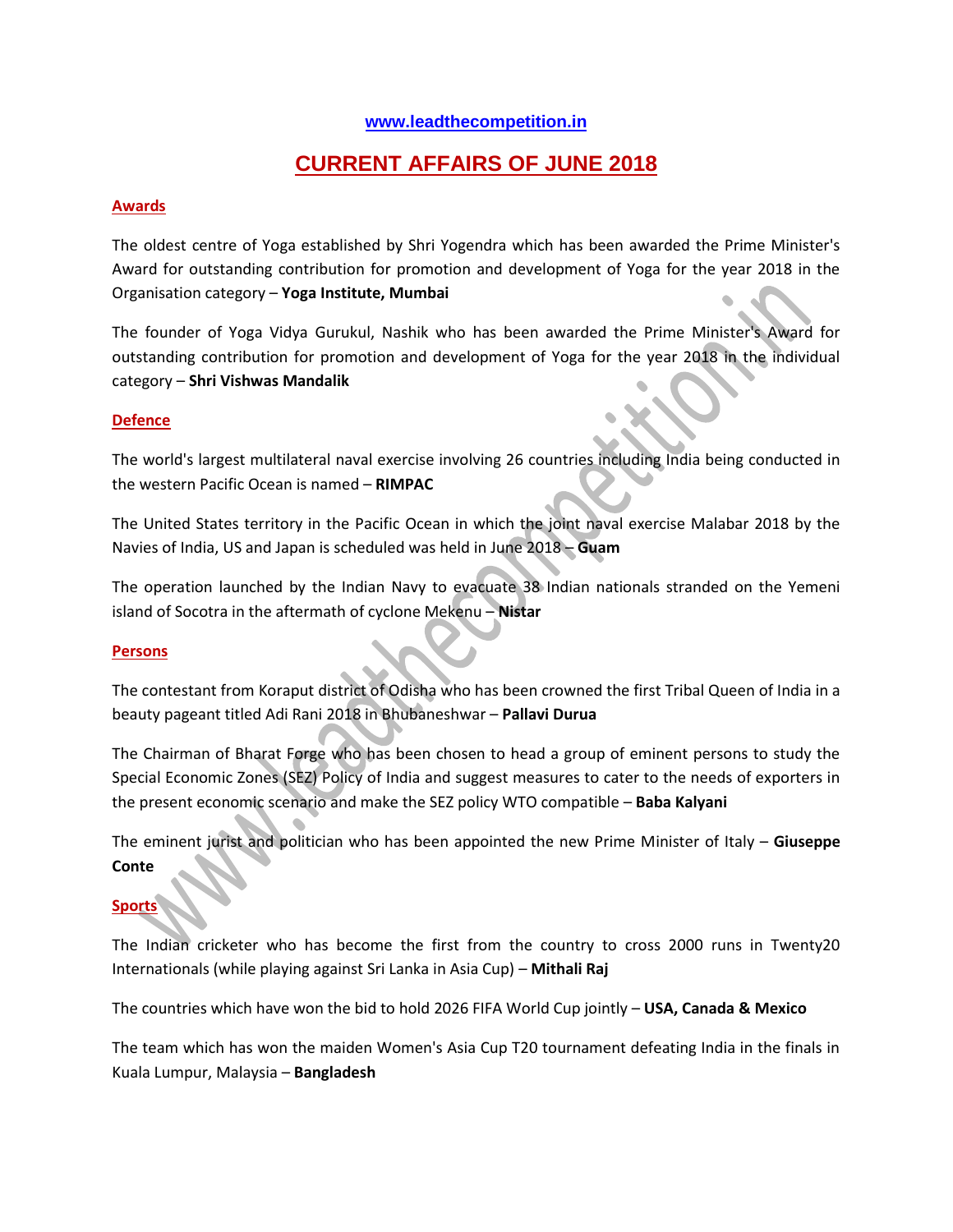www.leadthecompetition.in

# CURRENT AFFAIRS OF JUNE 2018

## Awards

The oldest centre of Yoga established by Shri Yogendra which has been awarded the Prime Minister's Award for outstanding contribution for promotion and development of Yoga for the year 2018 in the Organisation category – **Yoga Institute, Mumbai**

The founder of Yoga Vidya Gurukul, Nashik who has been awarded the Prime Minister's Award for outstanding contribution for promotion and development of Yoga for the year 2018 in the individual category – **Shri Vishwas Mandalik**

## Defence

The world's largest multilateral naval exercise involving 26 countries including India being conducted in the western Pacific Ocean is named – **RIMPAC**

The United States territory in the Pacific Ocean in which the joint naval exercise Malabar 2018 by the Navies of India, US and Japan is scheduled was held in June 2018 – **Guam**

The operation launched by the Indian Navy to evacuate 38 Indian nationals stranded on the Yemeni island of Socotra in the aftermath of cyclone Mekenu – **Nistar**

## Persons

The contestant from Koraput district of Odisha who has been crowned the first Tribal Queen of India in a beauty pageant titled Adi Rani 2018 in Bhubaneshwar – **Pallavi Durua**

The Chairman of Bharat Forge who has been chosen to head a group of eminent persons to study the Special Economic Zones (SEZ) Policy of India and suggest measures to cater to the needs of exporters in the present economic scenario and make the SEZ policy WTO compatible – **Baba Kalyani**

The eminent jurist and politician who has been appointed the new Prime Minister of Italy – **Giuseppe Conte**

## Sports

The Indian cricketer who has become the first from the country to cross 2000 runs in Twenty20 Internationals (while playing against Sri Lanka in Asia Cup) – **Mithali Raj**

The countries which have won the bid to hold 2026 FIFA World Cup jointly – **USA, Canada & Mexico**

The team which has won the maiden Women's Asia Cup T20 tournament defeating India in the finals in Kuala Lumpur, Malaysia – **Bangladesh**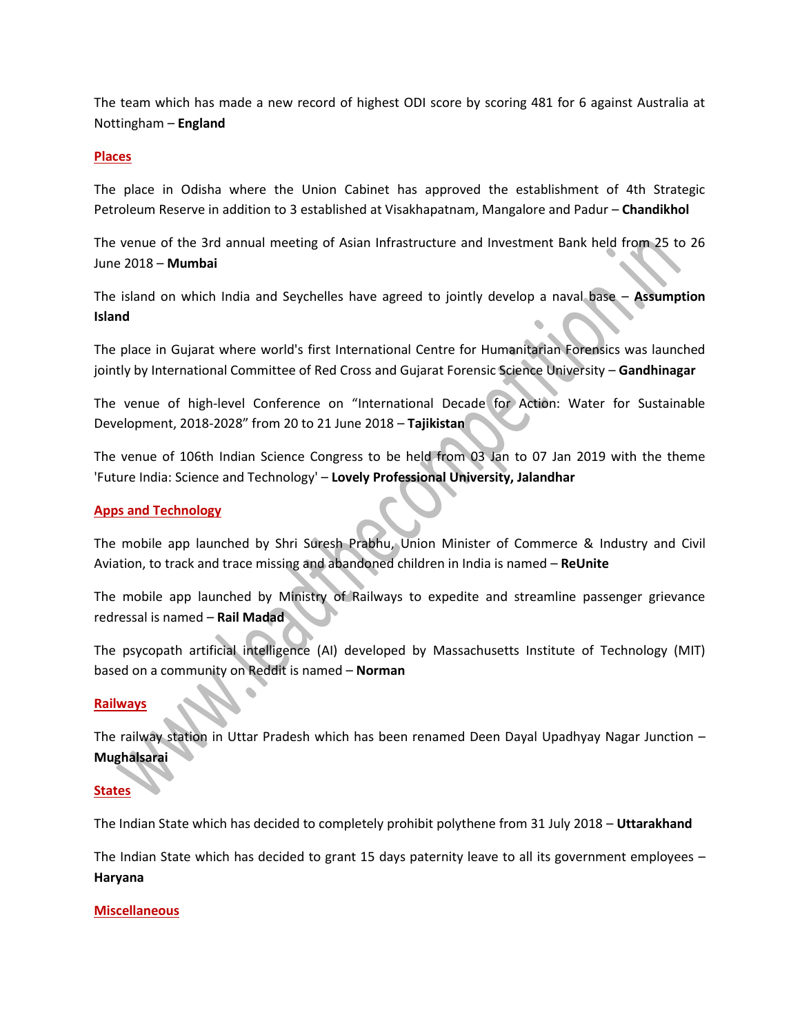The team which has made a new record of highest ODI score by scoring 481 for 6 against Australia at Nottingham – **England**

## Places

The place in Odisha where the Union Cabinet has approved the establishment of 4th Strategic Petroleum Reserve in addition to 3 established at Visakhapatnam, Mangalore and Padur – **Chandikhol**

The venue of the 3rd annual meeting of Asian Infrastructure and Investment Bank held from 25 to 26 June 2018 – **Mumbai**

The island on which India and Seychelles have agreed to jointly develop a naval base – **Assumption Island**

The place in Gujarat where world's first International Centre for Humanitarian Forensics was launched jointly by International Committee of Red Cross and Gujarat Forensic Science University – **Gandhinagar**

The venue of high-level Conference on "International Decade for Action: Water for Sustainable Development, 2018-2028" from 20 to 21 June 2018 – **Tajikistan**

The venue of 106th Indian Science Congress to be held from 03 Jan to 07 Jan 2019 with the theme 'Future India: Science and Technology' – **Lovely Professional University, Jalandhar**

## Apps and Technology

The mobile app launched by Shri Suresh Prabhu, Union Minister of Commerce & Industry and Civil Aviation, to track and trace missing and abandoned children in India is named – **ReUnite**

The mobile app launched by Ministry of Railways to expedite and streamline passenger grievance redressal is named – **Rail Madad**

The psycopath artificial intelligence (AI) developed by Massachusetts Institute of Technology (MIT) based on a community on Reddit is named – **Norman**

## Railways

The railway station in Uttar Pradesh which has been renamed Deen Dayal Upadhyay Nagar Junction – **Mughalsarai**

## States

The Indian State which has decided to completely prohibit polythene from 31 July 2018 – **Uttarakhand**

The Indian State which has decided to grant 15 days paternity leave to all its government employees – **Haryana**

## Miscellaneous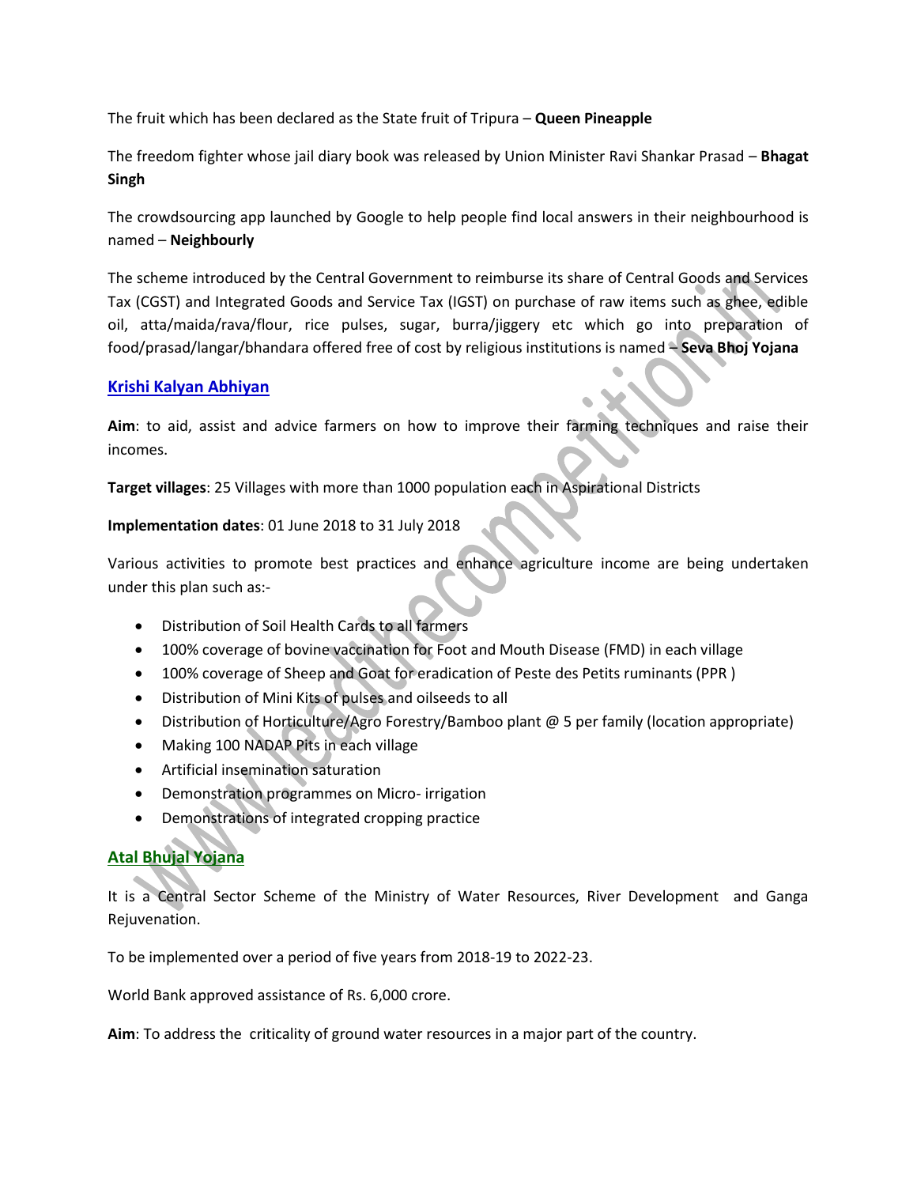The fruit which has been declared as the State fruit of Tripura – **Queen Pineapple**

The freedom fighter whose jail diary book was released by Union Minister Ravi Shankar Prasad – **Bhagat Singh**

The crowdsourcing app launched by Google to help people find local answers in their neighbourhood is named – **Neighbourly**

The scheme introduced by the Central Government to reimburse its share of Central Goods and Services Tax (CGST) and Integrated Goods and Service Tax (IGST) on purchase of raw items such as ghee, edible oil, atta/maida/rava/flour, rice pulses, sugar, burra/jiggery etc which go into preparation of food/prasad/langar/bhandara offered free of cost by religious institutions is named – **Seva Bhoj Yojana**

## Krishi Kalyan Abhiyan

**Aim**: to aid, assist and advice farmers on how to improve their farming techniques and raise their incomes.

**Target villages**: 25 Villages with more than 1000 population each in Aspirational Districts

**Implementation dates**: 01 June 2018 to 31 July 2018

Various activities to promote best practices and enhance agriculture income are being undertaken under this plan such as:-

- Distribution of Soil Health Cards to all farmers
- 100% coverage of bovine vaccination for Foot and Mouth Disease (FMD) in each village
- 100% coverage of Sheep and Goat for eradication of Peste des Petits ruminants (PPR )
- Distribution of Mini Kits of pulses and oilseeds to all
- Distribution of Horticulture/Agro Forestry/Bamboo plant @ 5 per family (location appropriate)
- Making 100 NADAP Pits in each village
- Artificial insemination saturation
- Demonstration programmes on Micro- irrigation
- Demonstrations of integrated cropping practice

## Atal Bhujal Yojana

It is a Central Sector Scheme of the Ministry of Water Resources, River Development and Ganga Rejuvenation.

To be implemented over a period of five years from 2018-19 to 2022-23.

World Bank approved assistance of Rs. 6,000 crore.

**Aim**: To address the criticality of ground water resources in a major part of the country.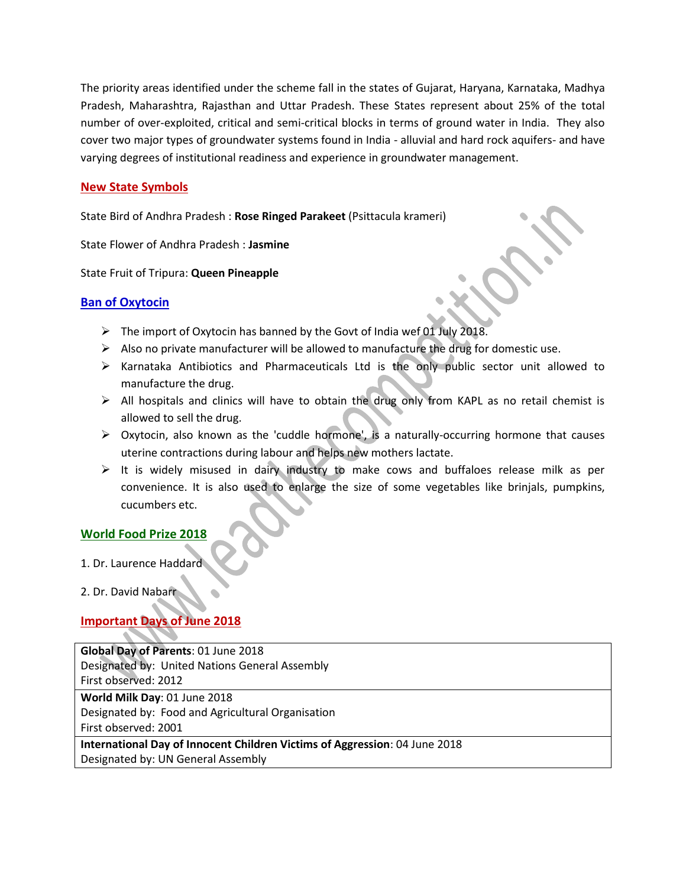The priority areas identified under the scheme fall in the states of Gujarat, Haryana, Karnataka, Madhya Pradesh, Maharashtra, Rajasthan and Uttar Pradesh. These States represent about 25% of the total number of over-exploited, critical and semi-critical blocks in terms of ground water in India. They also cover two major types of groundwater systems found in India - alluvial and hard rock aquifers- and have varying degrees of institutional readiness and experience in groundwater management.

## New State Symbols

State Bird of Andhra Pradesh : **Rose Ringed Parakeet** (Psittacula krameri)

State Flower of Andhra Pradesh : **Jasmine**

State Fruit of Tripura: **Queen Pineapple**

## Ban of Oxytocin

- The import of Oxytocin has banned by the Govt of India wef 01 July 2018.
- Also no private manufacturer will be allowed to manufacture the drug for domestic use.
- Karnataka Antibiotics and Pharmaceuticals Ltd is the only public sector unit allowed to manufacture the drug.
- All hospitals and clinics will have to obtain the drug only from KAPL as no retail chemist is allowed to sell the drug.
- Oxytocin, also known as the 'cuddle hormone', is a naturally-occurring hormone that causes uterine contractions during labour and helps new mothers lactate.
- It is widely misused in dairy industry to make cows and buffaloes release milk as per convenience. It is also used to enlarge the size of some vegetables like brinjals, pumpkins, cucumbers etc.

## World Food Prize 2018

1. Dr. Laurence Haddard
2. Dr. David Nabarr

## Important Days of June 2018

| |
|---|
| **Global Day of Parents**: 01 June 2018<br>Designated by: United Nations General Assembly<br>First observed: 2012 |
| **World Milk Day**: 01 June 2018<br>Designated by: Food and Agricultural Organisation<br>First observed: 2001 |
| **International Day of Innocent Children Victims of Aggression**: 04 June 2018<br>Designated by: UN General Assembly |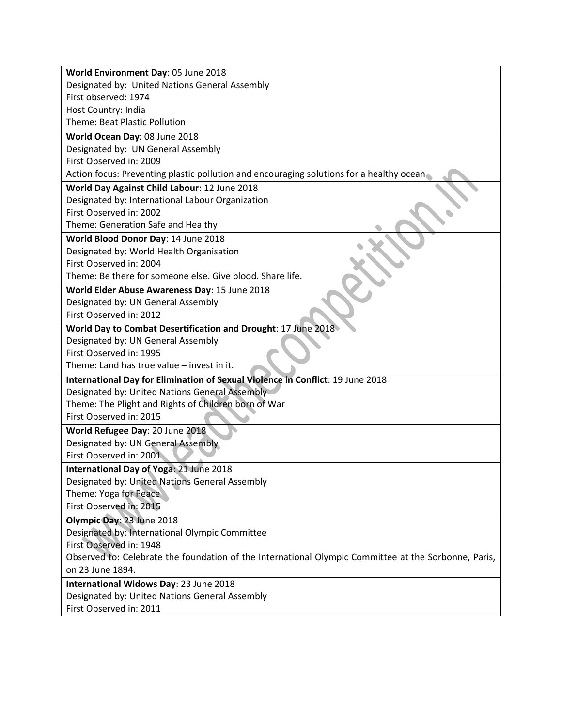**World Environment Day**: 05 June 2018
Designated by: United Nations General Assembly
First observed: 1974
Host Country: India
Theme: Beat Plastic Pollution

**World Ocean Day**: 08 June 2018
Designated by: UN General Assembly
First Observed in: 2009
Action focus: Preventing plastic pollution and encouraging solutions for a healthy ocean

**World Day Against Child Labour**: 12 June 2018
Designated by: International Labour Organization
First Observed in: 2002
Theme: Generation Safe and Healthy

**World Blood Donor Day**: 14 June 2018
Designated by: World Health Organisation
First Observed in: 2004
Theme: Be there for someone else. Give blood. Share life.

**World Elder Abuse Awareness Day**: 15 June 2018
Designated by: UN General Assembly
First Observed in: 2012

**World Day to Combat Desertification and Drought**: 17 June 2018
Designated by: UN General Assembly
First Observed in: 1995
Theme: Land has true value – invest in it.

**International Day for Elimination of Sexual Violence in Conflict**: 19 June 2018
Designated by: United Nations General Assembly
Theme: The Plight and Rights of Children born of War
First Observed in: 2015

**World Refugee Day**: 20 June 2018
Designated by: UN General Assembly
First Observed in: 2001

**International Day of Yoga**: 21 June 2018
Designated by: United Nations General Assembly
Theme: Yoga for Peace
First Observed in: 2015

**Olympic Day**: 23 June 2018
Designated by: International Olympic Committee
First Observed in: 1948
Observed to: Celebrate the foundation of the International Olympic Committee at the Sorbonne, Paris, on 23 June 1894.

**International Widows Day**: 23 June 2018
Designated by: United Nations General Assembly
First Observed in: 2011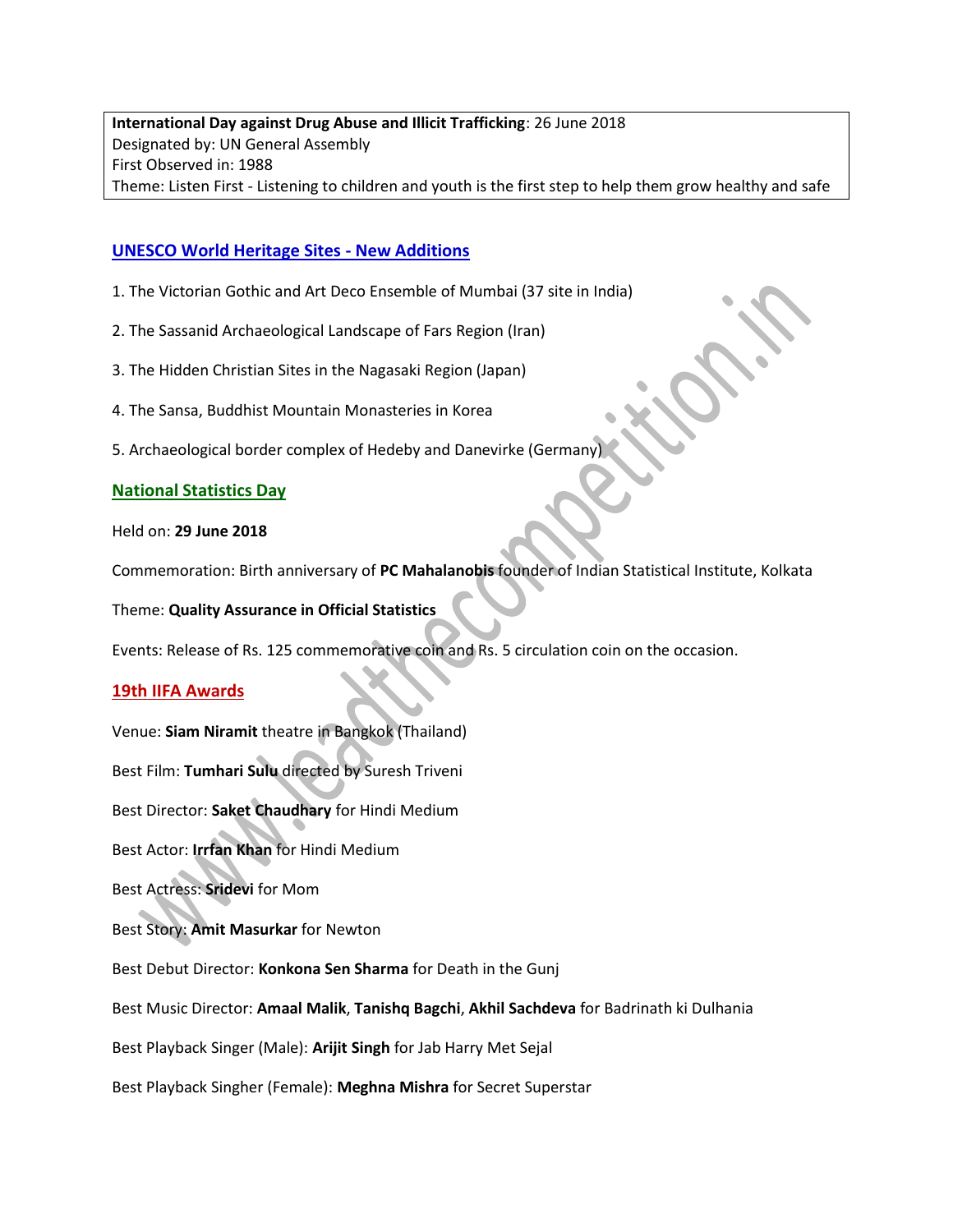**International Day against Drug Abuse and Illicit Trafficking**: 26 June 2018
Designated by: UN General Assembly
First Observed in: 1988
Theme: Listen First - Listening to children and youth is the first step to help them grow healthy and safe

## UNESCO World Heritage Sites - New Additions

1. The Victorian Gothic and Art Deco Ensemble of Mumbai (37 site in India)

2. The Sassanid Archaeological Landscape of Fars Region (Iran)

3. The Hidden Christian Sites in the Nagasaki Region (Japan)

4. The Sansa, Buddhist Mountain Monasteries in Korea

5. Archaeological border complex of Hedeby and Danevirke (Germany)

## National Statistics Day

Held on: **29 June 2018**

Commemoration: Birth anniversary of **PC Mahalanobis** founder of Indian Statistical Institute, Kolkata

Theme: **Quality Assurance in Official Statistics**

Events: Release of Rs. 125 commemorative coin and Rs. 5 circulation coin on the occasion.

## 19th IIFA Awards

Venue: **Siam Niramit** theatre in Bangkok (Thailand)

Best Film: **Tumhari Sulu** directed by Suresh Triveni

Best Director: **Saket Chaudhary** for Hindi Medium

Best Actor: **Irrfan Khan** for Hindi Medium

Best Actress: **Sridevi** for Mom

Best Story: **Amit Masurkar** for Newton

Best Debut Director: **Konkona Sen Sharma** for Death in the Gunj

Best Music Director: **Amaal Malik**, **Tanishq Bagchi**, **Akhil Sachdeva** for Badrinath ki Dulhania

Best Playback Singer (Male): **Arijit Singh** for Jab Harry Met Sejal

Best Playback Singher (Female): **Meghna Mishra** for Secret Superstar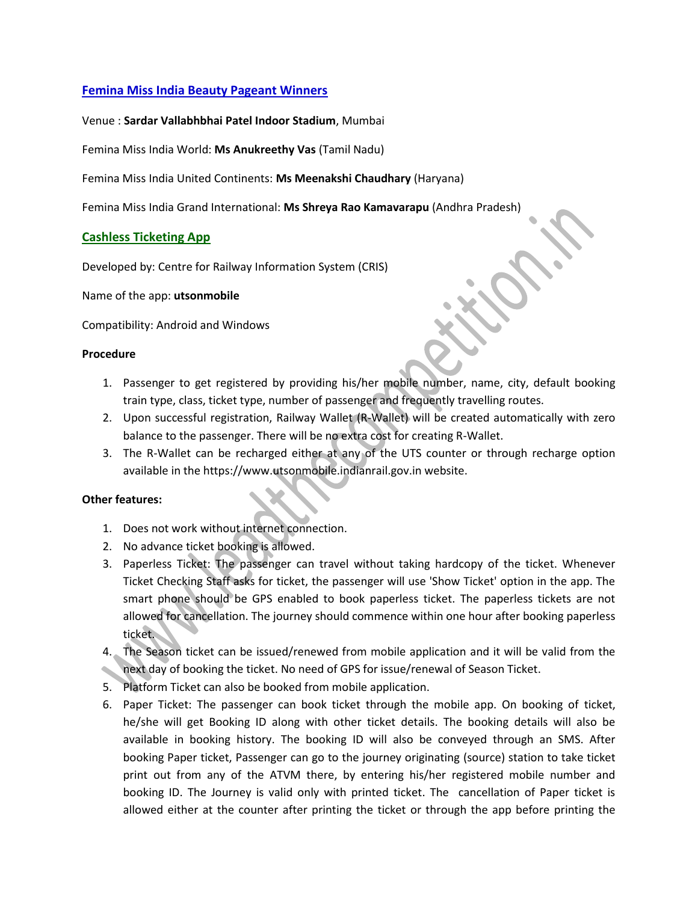## Femina Miss India Beauty Pageant Winners

Venue : **Sardar Vallabhbhai Patel Indoor Stadium**, Mumbai

Femina Miss India World: **Ms Anukreethy Vas** (Tamil Nadu)

Femina Miss India United Continents: **Ms Meenakshi Chaudhary** (Haryana)

Femina Miss India Grand International: **Ms Shreya Rao Kamavarapu** (Andhra Pradesh)

## Cashless Ticketing App

Developed by: Centre for Railway Information System (CRIS)

Name of the app: **utsonmobile**

Compatibility: Android and Windows

**Procedure**

1. Passenger to get registered by providing his/her mobile number, name, city, default booking train type, class, ticket type, number of passenger and frequently travelling routes.
2. Upon successful registration, Railway Wallet (R-Wallet) will be created automatically with zero balance to the passenger. There will be no extra cost for creating R-Wallet.
3. The R-Wallet can be recharged either at any of the UTS counter or through recharge option available in the https://www.utsonmobile.indianrail.gov.in website.

**Other features:**

1. Does not work without internet connection.
2. No advance ticket booking is allowed.
3. Paperless Ticket: The passenger can travel without taking hardcopy of the ticket. Whenever Ticket Checking Staff asks for ticket, the passenger will use 'Show Ticket' option in the app. The smart phone should be GPS enabled to book paperless ticket. The paperless tickets are not allowed for cancellation. The journey should commence within one hour after booking paperless ticket.
4. The Season ticket can be issued/renewed from mobile application and it will be valid from the next day of booking the ticket. No need of GPS for issue/renewal of Season Ticket.
5. Platform Ticket can also be booked from mobile application.
6. Paper Ticket: The passenger can book ticket through the mobile app. On booking of ticket, he/she will get Booking ID along with other ticket details. The booking details will also be available in booking history. The booking ID will also be conveyed through an SMS. After booking Paper ticket, Passenger can go to the journey originating (source) station to take ticket print out from any of the ATVM there, by entering his/her registered mobile number and booking ID. The Journey is valid only with printed ticket. The cancellation of Paper ticket is allowed either at the counter after printing the ticket or through the app before printing the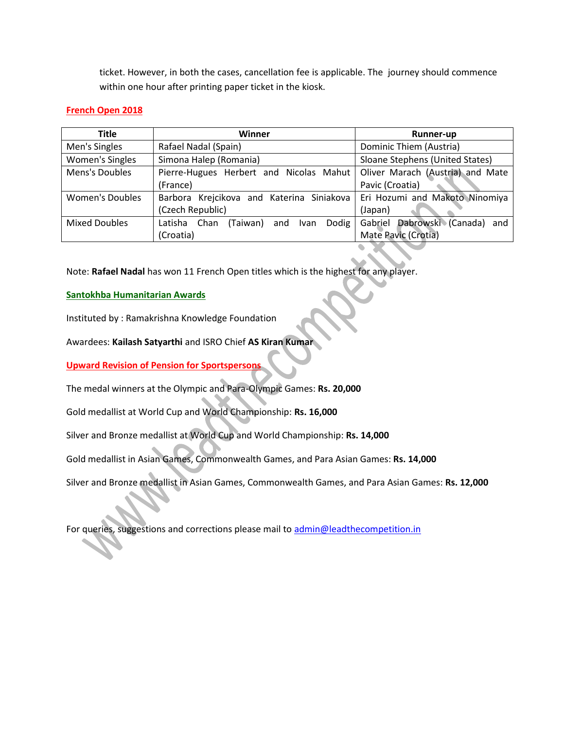ticket. However, in both the cases, cancellation fee is applicable. The journey should commence within one hour after printing paper ticket in the kiosk.

## French Open 2018

| Title | Winner | Runner-up |
|---|---|---|
| Men's Singles | Rafael Nadal (Spain) | Dominic Thiem (Austria) |
| Women's Singles | Simona Halep (Romania) | Sloane Stephens (United States) |
| Mens's Doubles | Pierre-Hugues Herbert and Nicolas Mahut (France) | Oliver Marach (Austria) and Mate Pavic (Croatia) |
| Women's Doubles | Barbora Krejcikova and Katerina Siniakova (Czech Republic) | Eri Hozumi and Makoto Ninomiya (Japan) |
| Mixed Doubles | Latisha Chan (Taiwan) and Ivan Dodig (Croatia) | Gabriel Dabrowski (Canada) and Mate Pavic (Crotia) |

Note: **Rafael Nadal** has won 11 French Open titles which is the highest for any player.

## Santokhba Humanitarian Awards

Instituted by : Ramakrishna Knowledge Foundation

Awardees: **Kailash Satyarthi** and ISRO Chief **AS Kiran Kumar**

## Upward Revision of Pension for Sportspersons

The medal winners at the Olympic and Para-Olympic Games: **Rs. 20,000**

Gold medallist at World Cup and World Championship: **Rs. 16,000**

Silver and Bronze medallist at World Cup and World Championship: **Rs. 14,000**

Gold medallist in Asian Games, Commonwealth Games, and Para Asian Games: **Rs. 14,000**

Silver and Bronze medallist in Asian Games, Commonwealth Games, and Para Asian Games: **Rs. 12,000**

For queries, suggestions and corrections please mail to admin@leadthecompetition.in